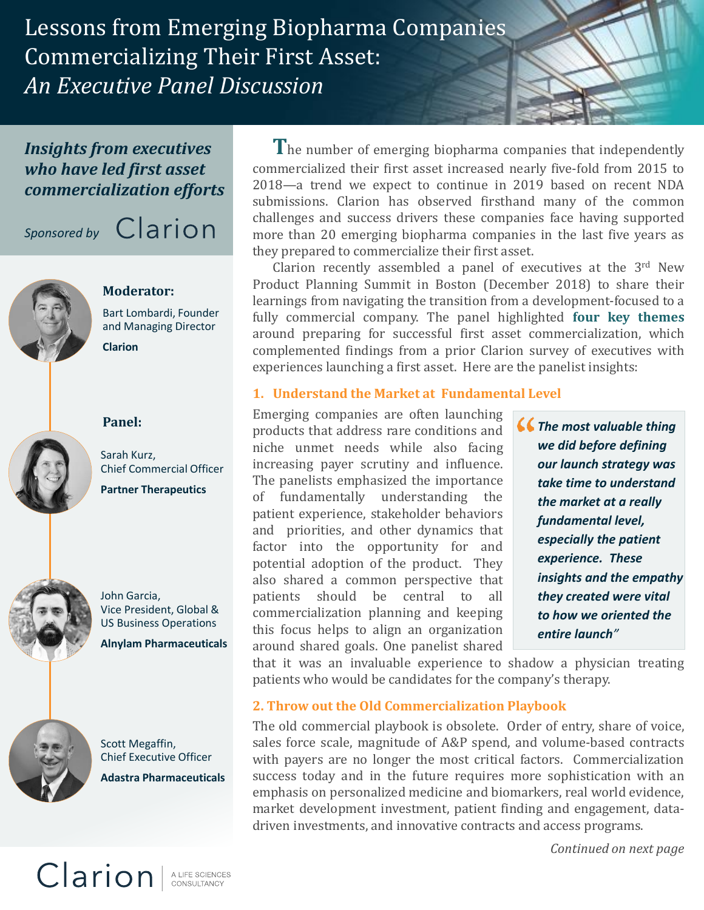# Lessons from Emerging Biopharma Companies Commercializing Their First Asset: *An Executive Panel Discussion*

***Insights from executives who have led first asset commercialization efforts***

*Sponsored by* Clarion

**Moderator:**

Bart Lombardi, Founder and Managing Director

**Clarion**

**Panel:**

Sarah Kurz, Chief Commercial Officer

**Partner Therapeutics**

John Garcia, Vice President, Global & US Business Operations

**Alnylam Pharmaceuticals**

Scott Megaffin, Chief Executive Officer

**Adastra Pharmaceuticals**

The number of emerging biopharma companies that independently commercialized their first asset increased nearly five-fold from 2015 to 2018—a trend we expect to continue in 2019 based on recent NDA submissions. Clarion has observed firsthand many of the common challenges and success drivers these companies face having supported more than 20 emerging biopharma companies in the last five years as they prepared to commercialize their first asset.

Clarion recently assembled a panel of executives at the 3rd New Product Planning Summit in Boston (December 2018) to share their learnings from navigating the transition from a development-focused to a fully commercial company. The panel highlighted **four key themes** around preparing for successful first asset commercialization, which complemented findings from a prior Clarion survey of executives with experiences launching a first asset. Here are the panelist insights:

### 1. Understand the Market at Fundamental Level

Emerging companies are often launching products that address rare conditions and niche unmet needs while also facing increasing payer scrutiny and influence. The panelists emphasized the importance of fundamentally understanding the patient experience, stakeholder behaviors and priorities, and other dynamics that factor into the opportunity for and potential adoption of the product. They also shared a common perspective that patients should be central to all commercialization planning and keeping this focus helps to align an organization around shared goals. One panelist shared that it was an invaluable experience to shadow a physician treating patients who would be candidates for the company's therapy.

> ***"The most valuable thing we did before defining our launch strategy was take time to understand the market at a really fundamental level, especially the patient experience. These insights and the empathy they created were vital to how we oriented the entire launch"***

### 2. Throw out the Old Commercialization Playbook

The old commercial playbook is obsolete. Order of entry, share of voice, sales force scale, magnitude of A&P spend, and volume-based contracts with payers are no longer the most critical factors. Commercialization success today and in the future requires more sophistication with an emphasis on personalized medicine and biomarkers, real world evidence, market development investment, patient finding and engagement, data-driven investments, and innovative contracts and access programs.

*Continued on next page*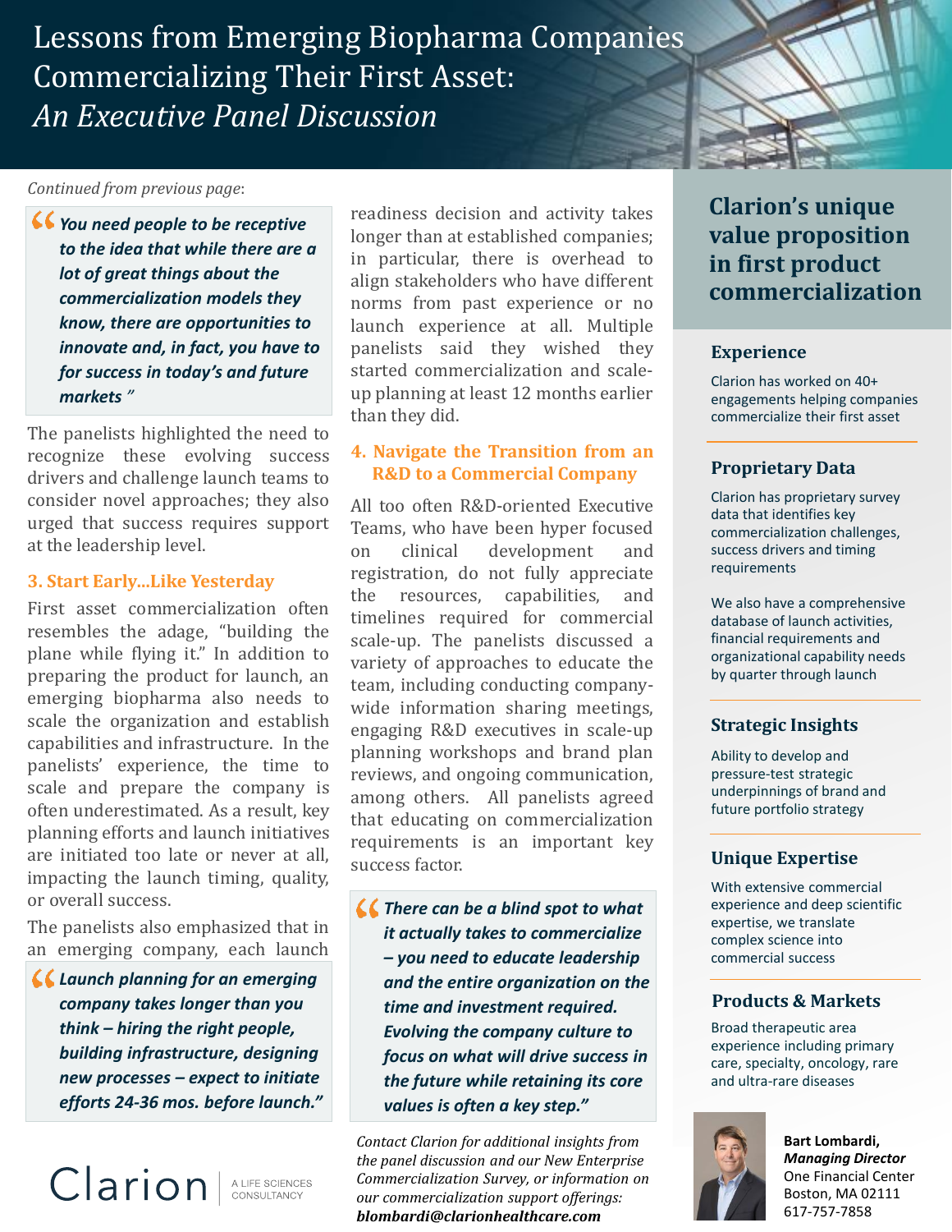# Lessons from Emerging Biopharma Companies Commercializing Their First Asset: *An Executive Panel Discussion*

*Continued from previous page*:

> ***"You need people to be receptive to the idea that while there are a lot of great things about the commercialization models they know, there are opportunities to innovate and, in fact, you have to for success in today's and future markets"***

The panelists highlighted the need to recognize these evolving success drivers and challenge launch teams to consider novel approaches; they also urged that success requires support at the leadership level.

### 3. Start Early...Like Yesterday

First asset commercialization often resembles the adage, "building the plane while flying it." In addition to preparing the product for launch, an emerging biopharma also needs to scale the organization and establish capabilities and infrastructure. In the panelists' experience, the time to scale and prepare the company is often underestimated. As a result, key planning efforts and launch initiatives are initiated too late or never at all, impacting the launch timing, quality, or overall success.

The panelists also emphasized that in an emerging company, each launch readiness decision and activity takes longer than at established companies; in particular, there is overhead to align stakeholders who have different norms from past experience or no launch experience at all. Multiple panelists said they wished they started commercialization and scale-up planning at least 12 months earlier than they did.

> ***"Launch planning for an emerging company takes longer than you think – hiring the right people, building infrastructure, designing new processes – expect to initiate efforts 24-36 mos. before launch."***

### 4. Navigate the Transition from an R&D to a Commercial Company

All too often R&D-oriented Executive Teams, who have been hyper focused on clinical development and registration, do not fully appreciate the resources, capabilities, and timelines required for commercial scale-up. The panelists discussed a variety of approaches to educate the team, including conducting company-wide information sharing meetings, engaging R&D executives in scale-up planning workshops and brand plan reviews, and ongoing communication, among others. All panelists agreed that educating on commercialization requirements is an important key success factor.

> ***"There can be a blind spot to what it actually takes to commercialize – you need to educate leadership and the entire organization on the time and investment required. Evolving the company culture to focus on what will drive success in the future while retaining its core values is often a key step."***

*Contact Clarion for additional insights from the panel discussion and our New Enterprise Commercialization Survey, or information on our commercialization support offerings:* ***blombardi@clarionhealthcare.com***

## Clarion's unique value proposition in first product commercialization

### Experience

Clarion has worked on 40+ engagements helping companies commercialize their first asset

### Proprietary Data

Clarion has proprietary survey data that identifies key commercialization challenges, success drivers and timing requirements

We also have a comprehensive database of launch activities, financial requirements and organizational capability needs by quarter through launch

### Strategic Insights

Ability to develop and pressure-test strategic underpinnings of brand and future portfolio strategy

### Unique Expertise

With extensive commercial experience and deep scientific expertise, we translate complex science into commercial success

### Products & Markets

Broad therapeutic area experience including primary care, specialty, oncology, rare and ultra-rare diseases

**Bart Lombardi,**
***Managing Director***
One Financial Center
Boston, MA 02111
617-757-7858

Clarion | A LIFE SCIENCES CONSULTANCY